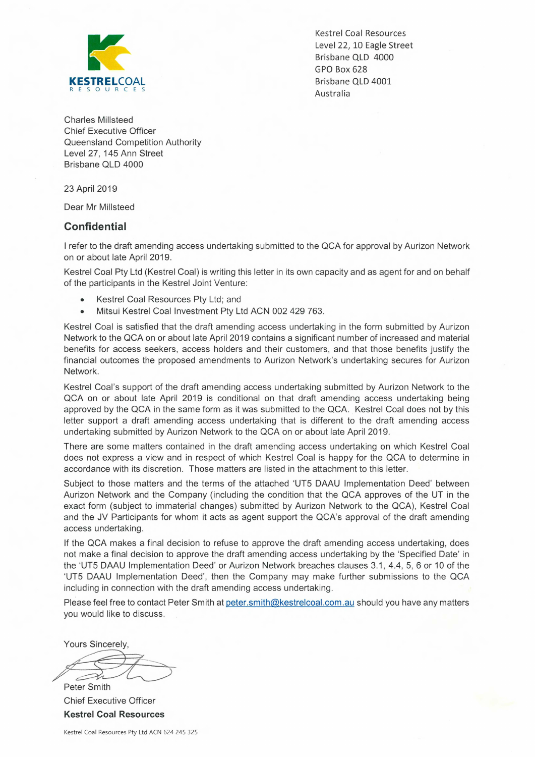**KESTRELCOAL**
RESOURCES

Kestrel Coal Resources
Level 22, 10 Eagle Street
Brisbane QLD 4000
GPO Box 628
Brisbane QLD 4001
Australia

Charles Millsteed
Chief Executive Officer
Queensland Competition Authority
Level 27, 145 Ann Street
Brisbane QLD 4000

23 April 2019

Dear Mr Millsteed

## Confidential

I refer to the draft amending access undertaking submitted to the QCA for approval by Aurizon Network on or about late April 2019.

Kestrel Coal Pty Ltd (Kestrel Coal) is writing this letter in its own capacity and as agent for and on behalf of the participants in the Kestrel Joint Venture:

- Kestrel Coal Resources Pty Ltd; and
- Mitsui Kestrel Coal Investment Pty Ltd ACN 002 429 763.

Kestrel Coal is satisfied that the draft amending access undertaking in the form submitted by Aurizon Network to the QCA on or about late April 2019 contains a significant number of increased and material benefits for access seekers, access holders and their customers, and that those benefits justify the financial outcomes the proposed amendments to Aurizon Network's undertaking secures for Aurizon Network.

Kestrel Coal's support of the draft amending access undertaking submitted by Aurizon Network to the QCA on or about late April 2019 is conditional on that draft amending access undertaking being approved by the QCA in the same form as it was submitted to the QCA. Kestrel Coal does not by this letter support a draft amending access undertaking that is different to the draft amending access undertaking submitted by Aurizon Network to the QCA on or about late April 2019.

There are some matters contained in the draft amending access undertaking on which Kestrel Coal does not express a view and in respect of which Kestrel Coal is happy for the QCA to determine in accordance with its discretion. Those matters are listed in the attachment to this letter.

Subject to those matters and the terms of the attached 'UT5 DAAU Implementation Deed' between Aurizon Network and the Company (including the condition that the QCA approves of the UT in the exact form (subject to immaterial changes) submitted by Aurizon Network to the QCA), Kestrel Coal and the JV Participants for whom it acts as agent support the QCA's approval of the draft amending access undertaking.

If the QCA makes a final decision to refuse to approve the draft amending access undertaking, does not make a final decision to approve the draft amending access undertaking by the 'Specified Date' in the 'UT5 DAAU Implementation Deed' or Aurizon Network breaches clauses 3.1, 4.4, 5, 6 or 10 of the 'UT5 DAAU Implementation Deed', then the Company may make further submissions to the QCA including in connection with the draft amending access undertaking.

Please feel free to contact Peter Smith at peter.smith@kestrelcoal.com.au should you have any matters you would like to discuss.

Yours Sincerely,

Peter Smith
Chief Executive Officer
**Kestrel Coal Resources**

Kestrel Coal Resources Pty Ltd ACN 624 245 325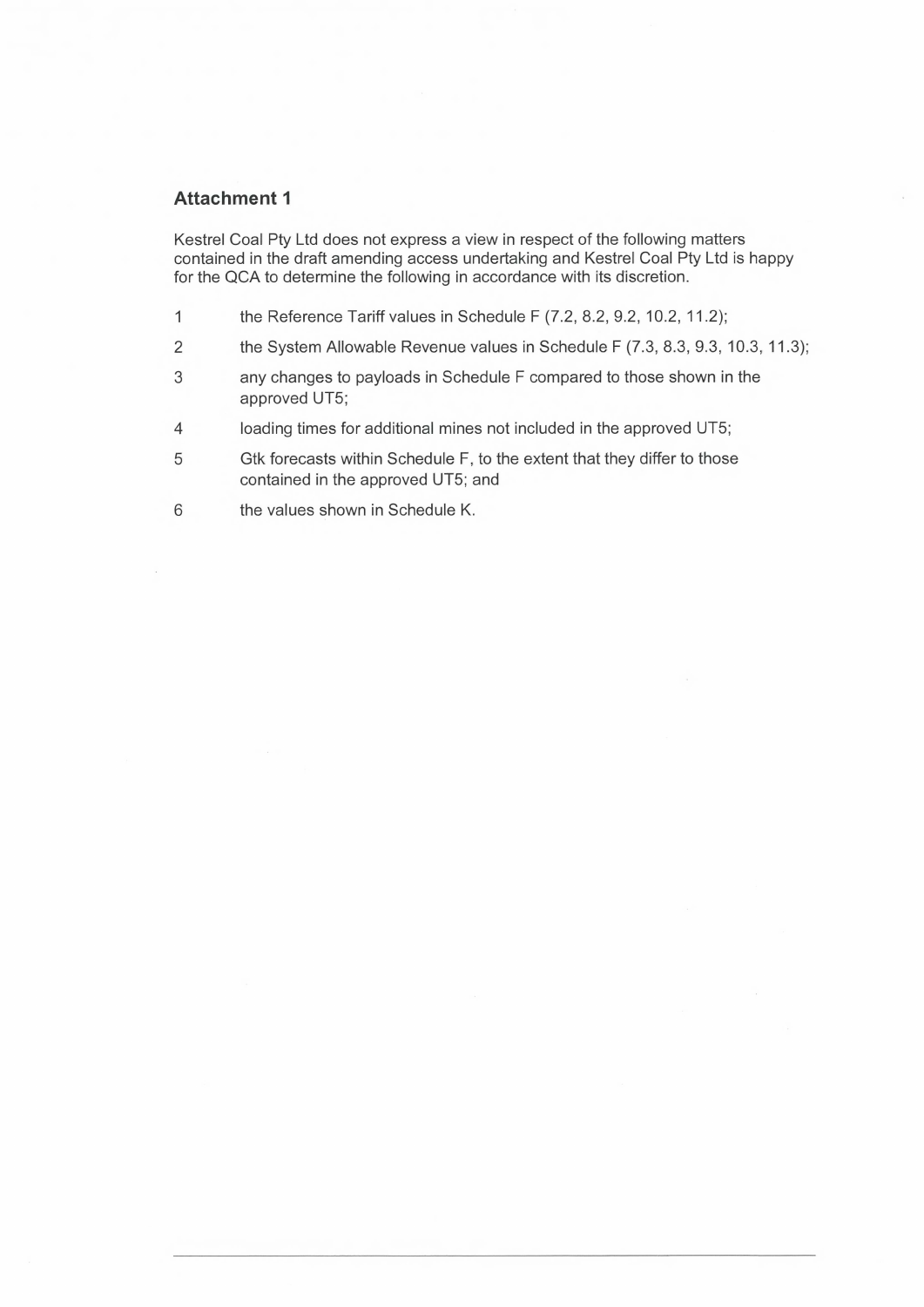## Attachment 1

Kestrel Coal Pty Ltd does not express a view in respect of the following matters contained in the draft amending access undertaking and Kestrel Coal Pty Ltd is happy for the QCA to determine the following in accordance with its discretion.

1. the Reference Tariff values in Schedule F (7.2, 8.2, 9.2, 10.2, 11.2);
2. the System Allowable Revenue values in Schedule F (7.3, 8.3, 9.3, 10.3, 11.3);
3. any changes to payloads in Schedule F compared to those shown in the approved UT5;
4. loading times for additional mines not included in the approved UT5;
5. Gtk forecasts within Schedule F, to the extent that they differ to those contained in the approved UT5; and
6. the values shown in Schedule K.